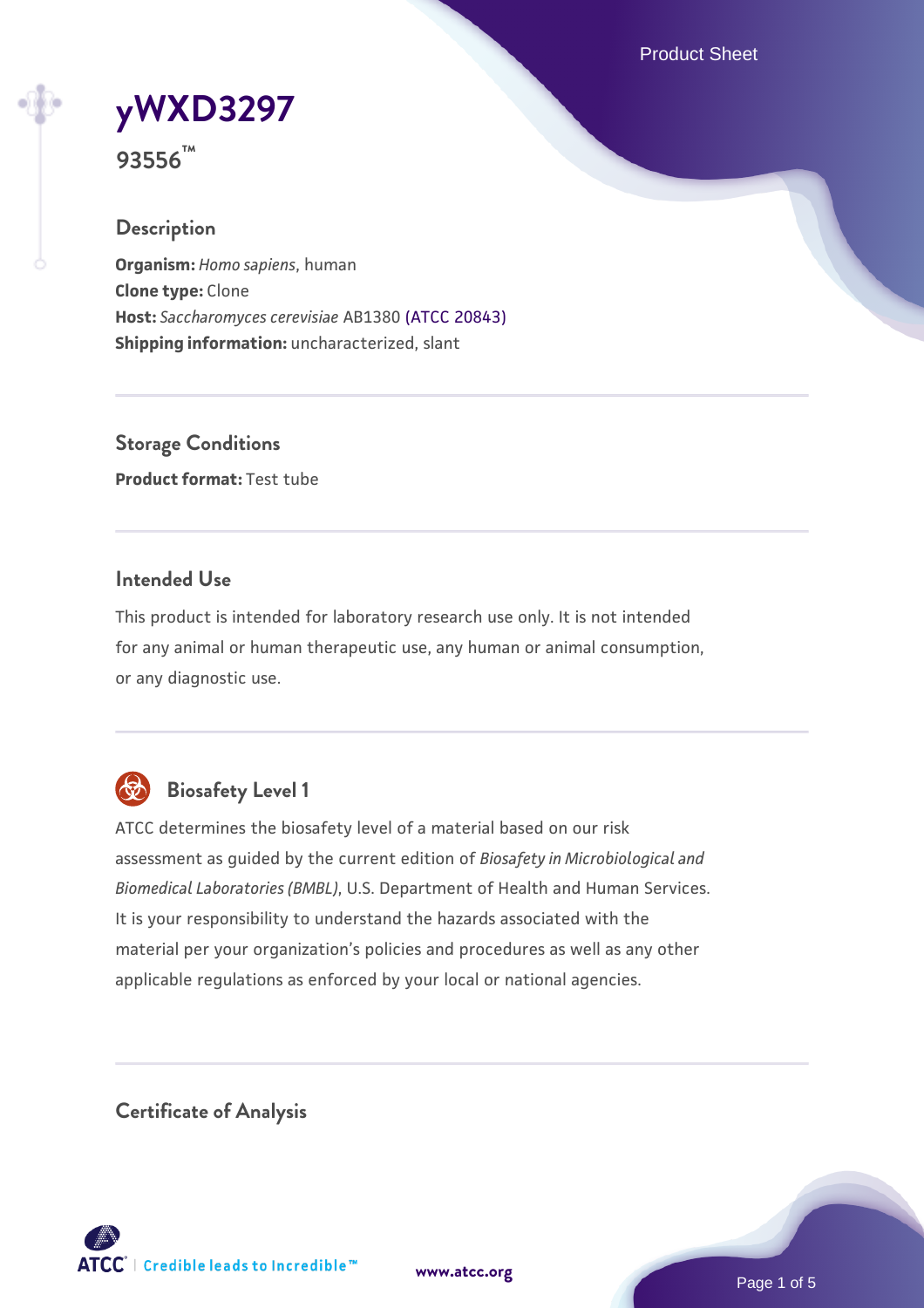# yWXD3297

**93556™**

## Description

**Organism:** *Homo sapiens*, human
**Clone type:** Clone
**Host:** *Saccharomyces cerevisiae* AB1380 (ATCC 20843)
**Shipping information:** uncharacterized, slant

## Storage Conditions

**Product format:** Test tube

## Intended Use

This product is intended for laboratory research use only. It is not intended for any animal or human therapeutic use, any human or animal consumption, or any diagnostic use.

## Biosafety Level 1

ATCC determines the biosafety level of a material based on our risk assessment as guided by the current edition of *Biosafety in Microbiological and Biomedical Laboratories (BMBL)*, U.S. Department of Health and Human Services. It is your responsibility to understand the hazards associated with the material per your organization's policies and procedures as well as any other applicable regulations as enforced by your local or national agencies.

## Certificate of Analysis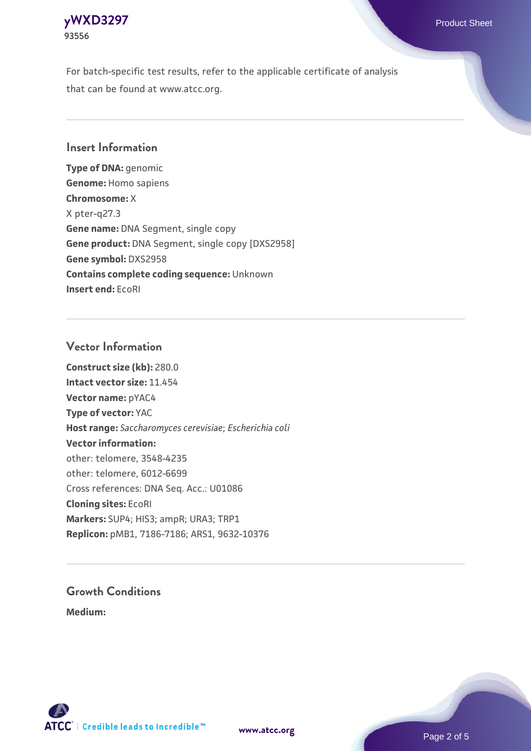For batch-specific test results, refer to the applicable certificate of analysis that can be found at www.atcc.org.

## Insert Information

**Type of DNA:** genomic
**Genome:** Homo sapiens
**Chromosome:** X
X pter-q27.3
**Gene name:** DNA Segment, single copy
**Gene product:** DNA Segment, single copy [DXS2958]
**Gene symbol:** DXS2958
**Contains complete coding sequence:** Unknown
**Insert end:** EcoRI

## Vector Information

**Construct size (kb):** 280.0
**Intact vector size:** 11.454
**Vector name:** pYAC4
**Type of vector:** YAC
**Host range:** *Saccharomyces cerevisiae*; *Escherichia coli*
**Vector information:**
other: telomere, 3548-4235
other: telomere, 6012-6699
Cross references: DNA Seq. Acc.: U01086
**Cloning sites:** EcoRI
**Markers:** SUP4; HIS3; ampR; URA3; TRP1
**Replicon:** pMB1, 7186-7186; ARS1, 9632-10376

## Growth Conditions

**Medium:**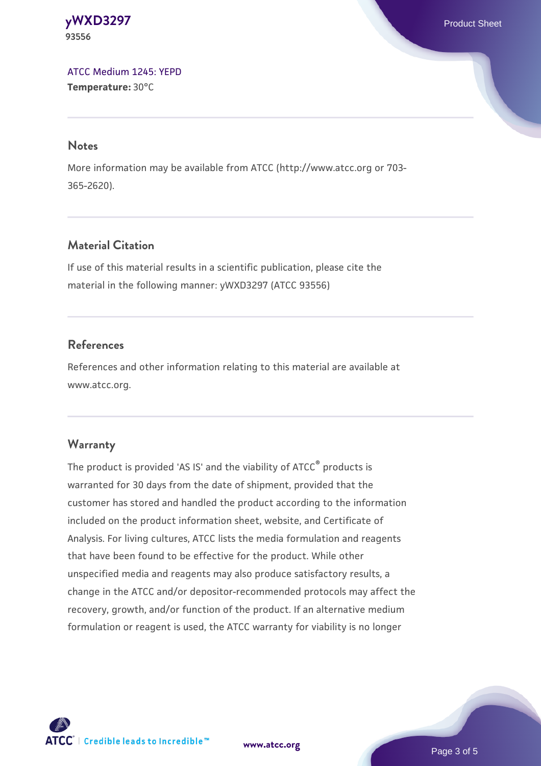[ATCC Medium 1245: YEPD](#)
**Temperature:** 30°C

## Notes

More information may be available from ATCC (http://www.atcc.org or 703-365-2620).

## Material Citation

If use of this material results in a scientific publication, please cite the material in the following manner: yWXD3297 (ATCC 93556)

## References

References and other information relating to this material are available at www.atcc.org.

## Warranty

The product is provided 'AS IS' and the viability of ATCC® products is warranted for 30 days from the date of shipment, provided that the customer has stored and handled the product according to the information included on the product information sheet, website, and Certificate of Analysis. For living cultures, ATCC lists the media formulation and reagents that have been found to be effective for the product. While other unspecified media and reagents may also produce satisfactory results, a change in the ATCC and/or depositor-recommended protocols may affect the recovery, growth, and/or function of the product. If an alternative medium formulation or reagent is used, the ATCC warranty for viability is no longer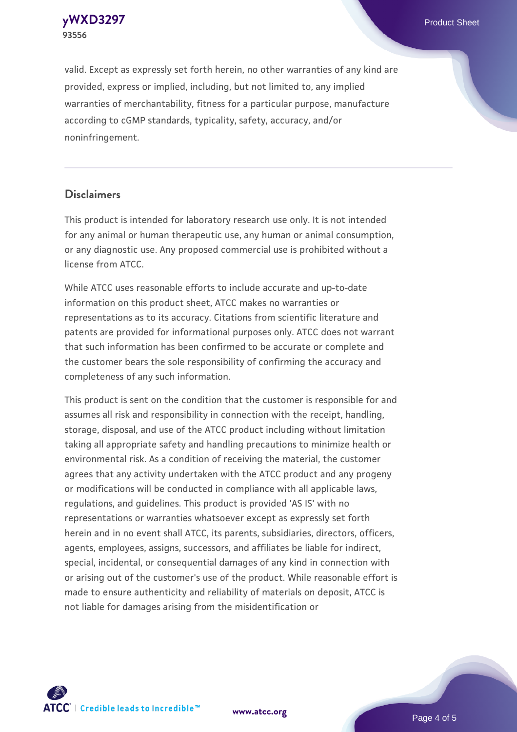valid. Except as expressly set forth herein, no other warranties of any kind are provided, express or implied, including, but not limited to, any implied warranties of merchantability, fitness for a particular purpose, manufacture according to cGMP standards, typicality, safety, accuracy, and/or noninfringement.

## Disclaimers

This product is intended for laboratory research use only. It is not intended for any animal or human therapeutic use, any human or animal consumption, or any diagnostic use. Any proposed commercial use is prohibited without a license from ATCC.

While ATCC uses reasonable efforts to include accurate and up-to-date information on this product sheet, ATCC makes no warranties or representations as to its accuracy. Citations from scientific literature and patents are provided for informational purposes only. ATCC does not warrant that such information has been confirmed to be accurate or complete and the customer bears the sole responsibility of confirming the accuracy and completeness of any such information.

This product is sent on the condition that the customer is responsible for and assumes all risk and responsibility in connection with the receipt, handling, storage, disposal, and use of the ATCC product including without limitation taking all appropriate safety and handling precautions to minimize health or environmental risk. As a condition of receiving the material, the customer agrees that any activity undertaken with the ATCC product and any progeny or modifications will be conducted in compliance with all applicable laws, regulations, and guidelines. This product is provided 'AS IS' with no representations or warranties whatsoever except as expressly set forth herein and in no event shall ATCC, its parents, subsidiaries, directors, officers, agents, employees, assigns, successors, and affiliates be liable for indirect, special, incidental, or consequential damages of any kind in connection with or arising out of the customer's use of the product. While reasonable effort is made to ensure authenticity and reliability of materials on deposit, ATCC is not liable for damages arising from the misidentification or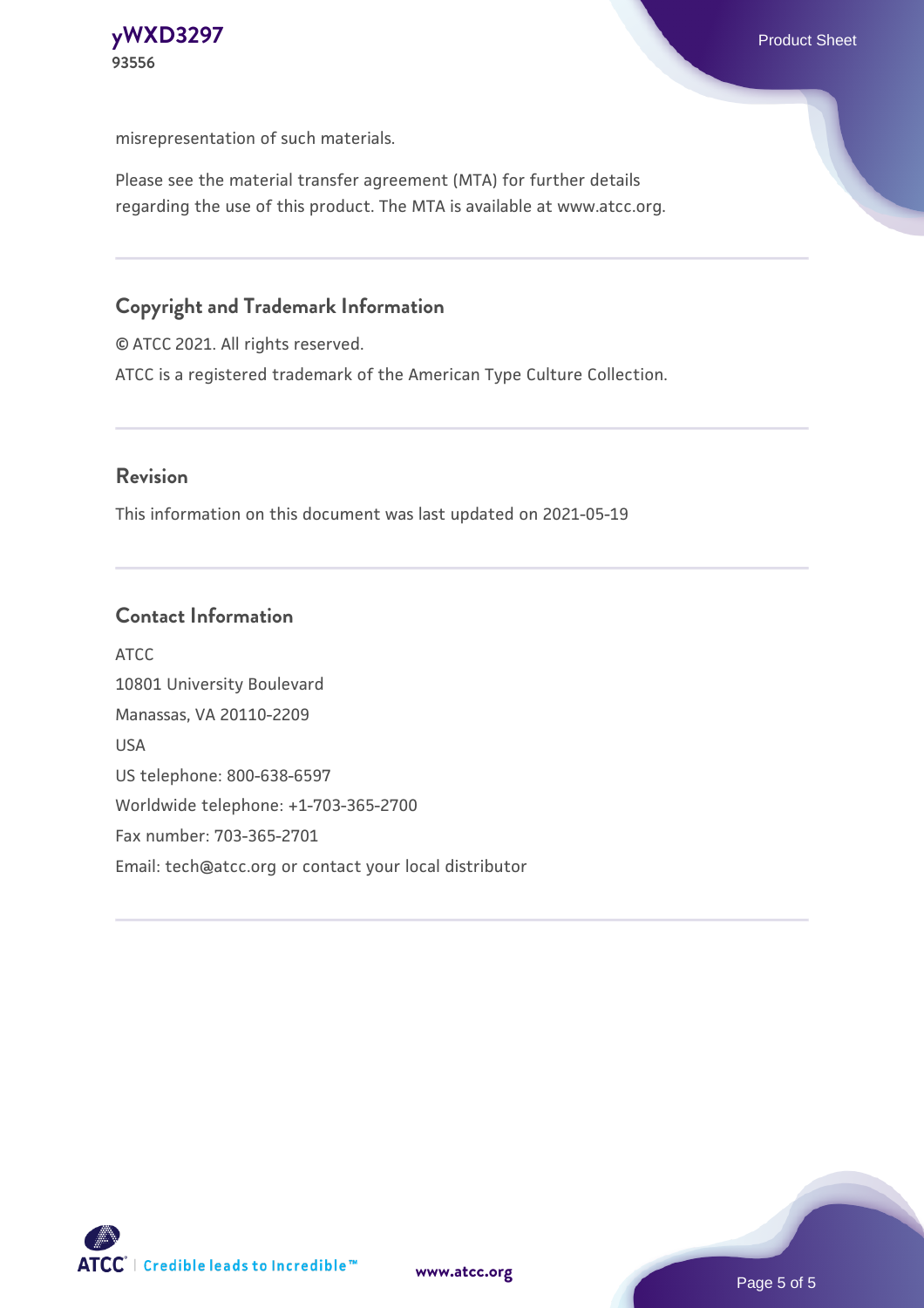misrepresentation of such materials.

Please see the material transfer agreement (MTA) for further details regarding the use of this product. The MTA is available at www.atcc.org.

## Copyright and Trademark Information

© ATCC 2021. All rights reserved.

ATCC is a registered trademark of the American Type Culture Collection.

## Revision

This information on this document was last updated on 2021-05-19

## Contact Information

ATCC
10801 University Boulevard
Manassas, VA 20110-2209
USA
US telephone: 800-638-6597
Worldwide telephone: +1-703-365-2700
Fax number: 703-365-2701
Email: tech@atcc.org or contact your local distributor